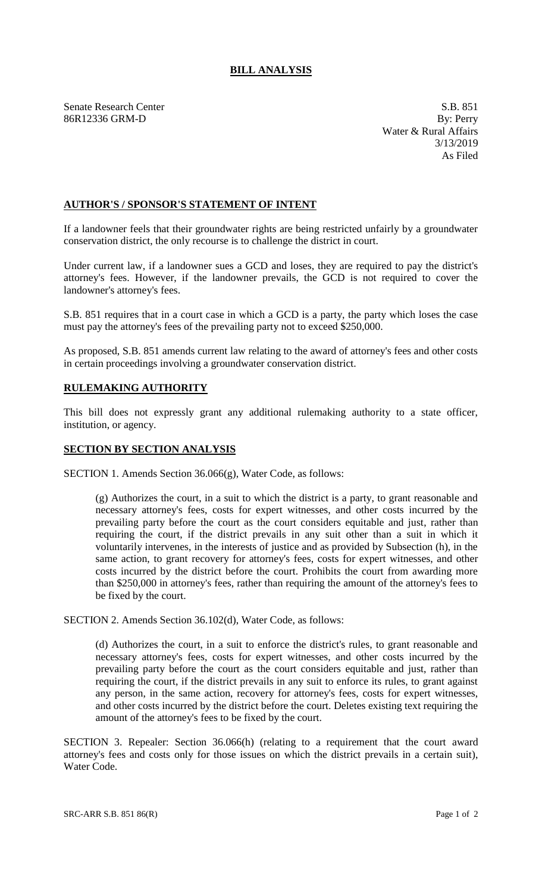# BILL ANALYSIS

Senate Research Center
86R12336 GRM-D

S.B. 851
By: Perry
Water & Rural Affairs
3/13/2019
As Filed

## AUTHOR'S / SPONSOR'S STATEMENT OF INTENT

If a landowner feels that their groundwater rights are being restricted unfairly by a groundwater conservation district, the only recourse is to challenge the district in court.

Under current law, if a landowner sues a GCD and loses, they are required to pay the district's attorney's fees. However, if the landowner prevails, the GCD is not required to cover the landowner's attorney's fees.

S.B. 851 requires that in a court case in which a GCD is a party, the party which loses the case must pay the attorney's fees of the prevailing party not to exceed $250,000.

As proposed, S.B. 851 amends current law relating to the award of attorney's fees and other costs in certain proceedings involving a groundwater conservation district.

## RULEMAKING AUTHORITY

This bill does not expressly grant any additional rulemaking authority to a state officer, institution, or agency.

## SECTION BY SECTION ANALYSIS

SECTION 1. Amends Section 36.066(g), Water Code, as follows:

(g) Authorizes the court, in a suit to which the district is a party, to grant reasonable and necessary attorney's fees, costs for expert witnesses, and other costs incurred by the prevailing party before the court as the court considers equitable and just, rather than requiring the court, if the district prevails in any suit other than a suit in which it voluntarily intervenes, in the interests of justice and as provided by Subsection (h), in the same action, to grant recovery for attorney's fees, costs for expert witnesses, and other costs incurred by the district before the court. Prohibits the court from awarding more than $250,000 in attorney's fees, rather than requiring the amount of the attorney's fees to be fixed by the court.

SECTION 2. Amends Section 36.102(d), Water Code, as follows:

(d) Authorizes the court, in a suit to enforce the district's rules, to grant reasonable and necessary attorney's fees, costs for expert witnesses, and other costs incurred by the prevailing party before the court as the court considers equitable and just, rather than requiring the court, if the district prevails in any suit to enforce its rules, to grant against any person, in the same action, recovery for attorney's fees, costs for expert witnesses, and other costs incurred by the district before the court. Deletes existing text requiring the amount of the attorney's fees to be fixed by the court.

SECTION 3. Repealer: Section 36.066(h) (relating to a requirement that the court award attorney's fees and costs only for those issues on which the district prevails in a certain suit), Water Code.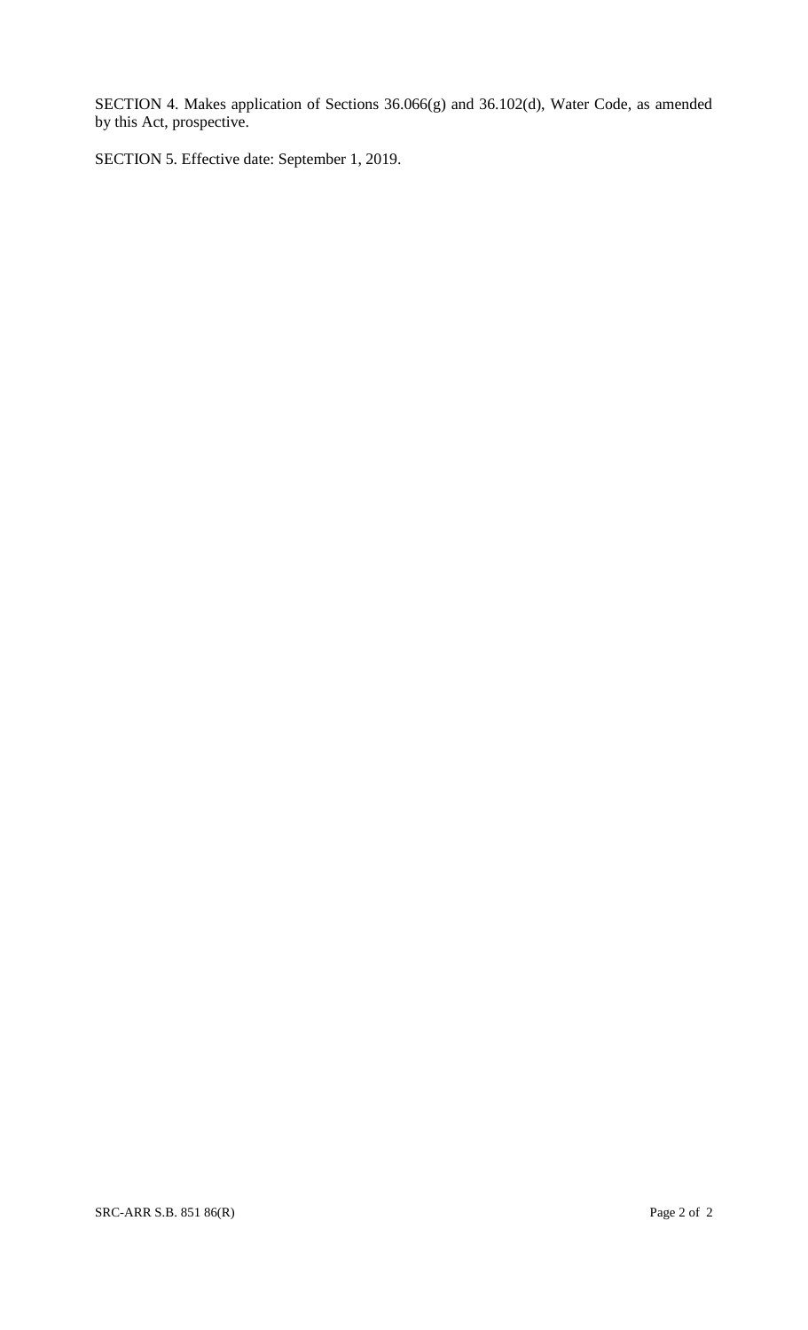SECTION 4. Makes application of Sections 36.066(g) and 36.102(d), Water Code, as amended by this Act, prospective.

SECTION 5. Effective date: September 1, 2019.